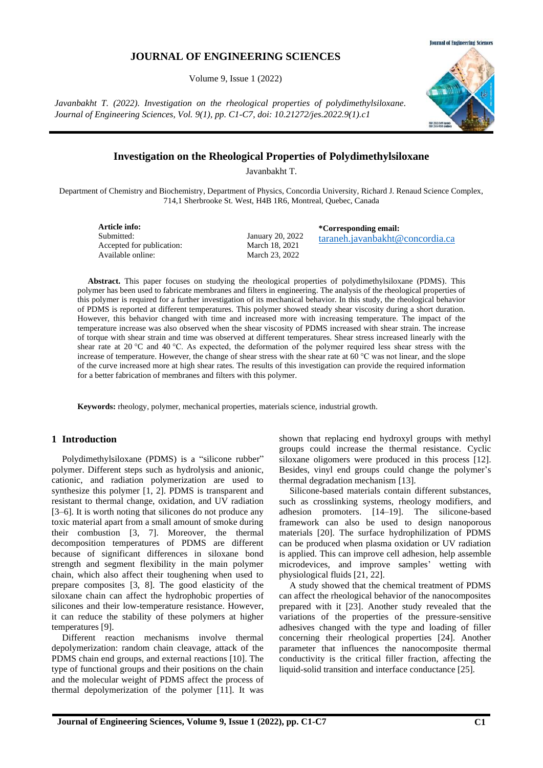# JOURNAL OF ENGINEERING SCIENCES

Volume 9, Issue 1 (2022)

*Javanbakht T. (2022). Investigation on the rheological properties of polydimethylsiloxane. Journal of Engineering Sciences, Vol. 9(1), pp. C1-C7, doi: 10.21272/jes.2022.9(1).c1*

## Investigation on the Rheological Properties of Polydimethylsiloxane

Javanbakht T.

Department of Chemistry and Biochemistry, Department of Physics, Concordia University, Richard J. Renaud Science Complex, 714,1 Sherbrooke St. West, H4B 1R6, Montreal, Quebec, Canada

**Article info:**
Submitted: January 20, 2022
Accepted for publication: March 18, 2021
Available online: March 23, 2022

***Corresponding email:**
taraneh.javanbakht@concordia.ca

**Abstract.** This paper focuses on studying the rheological properties of polydimethylsiloxane (PDMS). This polymer has been used to fabricate membranes and filters in engineering. The analysis of the rheological properties of this polymer is required for a further investigation of its mechanical behavior. In this study, the rheological behavior of PDMS is reported at different temperatures. This polymer showed steady shear viscosity during a short duration. However, this behavior changed with time and increased more with increasing temperature. The impact of the temperature increase was also observed when the shear viscosity of PDMS increased with shear strain. The increase of torque with shear strain and time was observed at different temperatures. Shear stress increased linearly with the shear rate at 20 °C and 40 °C. As expected, the deformation of the polymer required less shear stress with the increase of temperature. However, the change of shear stress with the shear rate at 60 °C was not linear, and the slope of the curve increased more at high shear rates. The results of this investigation can provide the required information for a better fabrication of membranes and filters with this polymer.

**Keywords:** rheology, polymer, mechanical properties, materials science, industrial growth.

## 1 Introduction

Polydimethylsiloxane (PDMS) is a "silicone rubber" polymer. Different steps such as hydrolysis and anionic, cationic, and radiation polymerization are used to synthesize this polymer [1, 2]. PDMS is transparent and resistant to thermal change, oxidation, and UV radiation [3–6]. It is worth noting that silicones do not produce any toxic material apart from a small amount of smoke during their combustion [3, 7]. Moreover, the thermal decomposition temperatures of PDMS are different because of significant differences in siloxane bond strength and segment flexibility in the main polymer chain, which also affect their toughening when used to prepare composites [3, 8]. The good elasticity of the siloxane chain can affect the hydrophobic properties of silicones and their low-temperature resistance. However, it can reduce the stability of these polymers at higher temperatures [9].

Different reaction mechanisms involve thermal depolymerization: random chain cleavage, attack of the PDMS chain end groups, and external reactions [10]. The type of functional groups and their positions on the chain and the molecular weight of PDMS affect the process of thermal depolymerization of the polymer [11]. It was shown that replacing end hydroxyl groups with methyl groups could increase the thermal resistance. Cyclic siloxane oligomers were produced in this process [12]. Besides, vinyl end groups could change the polymer's thermal degradation mechanism [13].

Silicone-based materials contain different substances, such as crosslinking systems, rheology modifiers, and adhesion promoters. [14–19]. The silicone-based framework can also be used to design nanoporous materials [20]. The surface hydrophilization of PDMS can be produced when plasma oxidation or UV radiation is applied. This can improve cell adhesion, help assemble microdevices, and improve samples' wetting with physiological fluids [21, 22].

A study showed that the chemical treatment of PDMS can affect the rheological behavior of the nanocomposites prepared with it [23]. Another study revealed that the variations of the properties of the pressure-sensitive adhesives changed with the type and loading of filler concerning their rheological properties [24]. Another parameter that influences the nanocomposite thermal conductivity is the critical filler fraction, affecting the liquid-solid transition and interface conductance [25].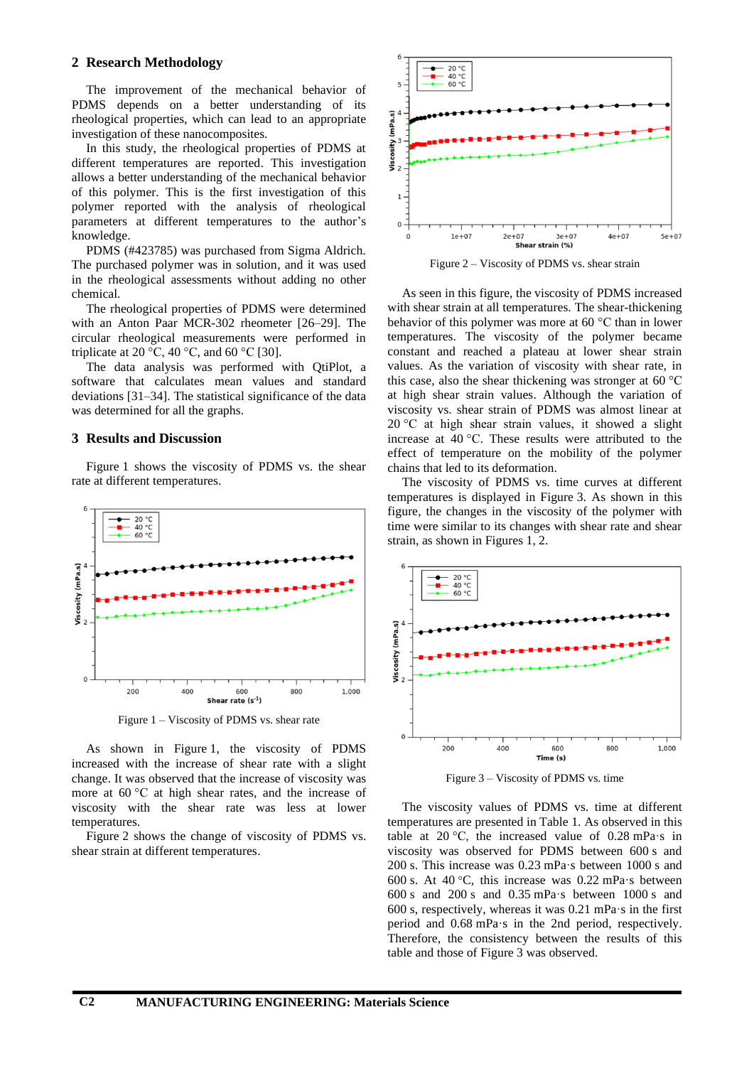## 2 Research Methodology

The improvement of the mechanical behavior of PDMS depends on a better understanding of its rheological properties, which can lead to an appropriate investigation of these nanocomposites.

In this study, the rheological properties of PDMS at different temperatures are reported. This investigation allows a better understanding of the mechanical behavior of this polymer. This is the first investigation of this polymer reported with the analysis of rheological parameters at different temperatures to the author's knowledge.

PDMS (#423785) was purchased from Sigma Aldrich. The purchased polymer was in solution, and it was used in the rheological assessments without adding no other chemical.

The rheological properties of PDMS were determined with an Anton Paar MCR-302 rheometer [26–29]. The circular rheological measurements were performed in triplicate at 20 °C, 40 °C, and 60 °C [30].

The data analysis was performed with QtiPlot, a software that calculates mean values and standard deviations [31–34]. The statistical significance of the data was determined for all the graphs.

## 3 Results and Discussion

Figure 1 shows the viscosity of PDMS vs. the shear rate at different temperatures.

Figure 1 – Viscosity of PDMS vs. shear rate

As shown in Figure 1, the viscosity of PDMS increased with the increase of shear rate with a slight change. It was observed that the increase of viscosity was more at 60 °C at high shear rates, and the increase of viscosity with the shear rate was less at lower temperatures.

Figure 2 shows the change of viscosity of PDMS vs. shear strain at different temperatures.

Figure 2 – Viscosity of PDMS vs. shear strain

As seen in this figure, the viscosity of PDMS increased with shear strain at all temperatures. The shear-thickening behavior of this polymer was more at 60 °C than in lower temperatures. The viscosity of the polymer became constant and reached a plateau at lower shear strain values. As the variation of viscosity with shear rate, in this case, also the shear thickening was stronger at 60 °C at high shear strain values. Although the variation of viscosity vs. shear strain of PDMS was almost linear at 20 °C at high shear strain values, it showed a slight increase at 40 °C. These results were attributed to the effect of temperature on the mobility of the polymer chains that led to its deformation.

The viscosity of PDMS vs. time curves at different temperatures is displayed in Figure 3. As shown in this figure, the changes in the viscosity of the polymer with time were similar to its changes with shear rate and shear strain, as shown in Figures 1, 2.

Figure 3 – Viscosity of PDMS vs. time

The viscosity values of PDMS vs. time at different temperatures are presented in Table 1. As observed in this table at 20 °C, the increased value of 0.28 mPa·s in viscosity was observed for PDMS between 600 s and 200 s. This increase was 0.23 mPa·s between 1000 s and 600 s. At 40 °C, this increase was 0.22 mPa·s between 600 s and 200 s and 0.35 mPa·s between 1000 s and 600 s, respectively, whereas it was 0.21 mPa·s in the first period and 0.68 mPa·s in the 2nd period, respectively. Therefore, the consistency between the results of this table and those of Figure 3 was observed.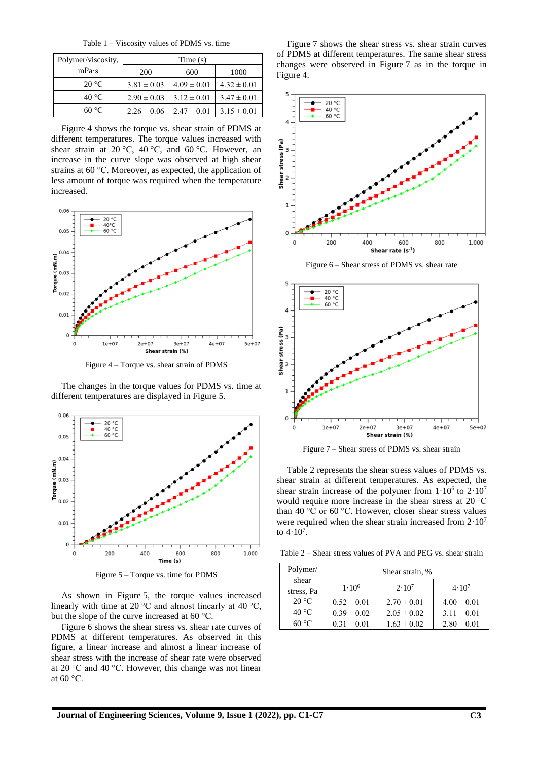Table 1 – Viscosity values of PDMS vs. time

| Polymer/viscosity, mPa·s | Time (s) | | |
|---|---|---|---|
| | 200 | 600 | 1000 |
| 20 °C | 3.81 ± 0.03 | 4.09 ± 0.01 | 4.32 ± 0.01 |
| 40 °C | 2.90 ± 0.03 | 3.12 ± 0.01 | 3.47 ± 0.01 |
| 60 °C | 2.26 ± 0.06 | 2.47 ± 0.01 | 3.15 ± 0.01 |

Figure 4 shows the torque vs. shear strain of PDMS at different temperatures. The torque values increased with shear strain at 20 °C, 40 °C, and 60 °C. However, an increase in the curve slope was observed at high shear strains at 60 °C. Moreover, as expected, the application of less amount of torque was required when the temperature increased.

Figure 4 – Torque vs. shear strain of PDMS

The changes in the torque values for PDMS vs. time at different temperatures are displayed in Figure 5.

Figure 5 – Torque vs. time for PDMS

As shown in Figure 5, the torque values increased linearly with time at 20 °C and almost linearly at 40 °C, but the slope of the curve increased at 60 °C.

Figure 6 shows the shear stress vs. shear rate curves of PDMS at different temperatures. As observed in this figure, a linear increase and almost a linear increase of shear stress with the increase of shear rate were observed at 20 °C and 40 °C. However, this change was not linear at 60 °C.

Figure 7 shows the shear stress vs. shear strain curves of PDMS at different temperatures. The same shear stress changes were observed in Figure 7 as in the torque in Figure 4.

Figure 6 – Shear stress of PDMS vs. shear rate

Figure 7 – Shear stress of PDMS vs. shear strain

Table 2 represents the shear stress values of PDMS vs. shear strain at different temperatures. As expected, the shear strain increase of the polymer from $1 \cdot 10^6$ to $2 \cdot 10^7$ would require more increase in the shear stress at 20 °C than 40 °C or 60 °C. However, closer shear stress values were required when the shear strain increased from $2 \cdot 10^7$ to $4 \cdot 10^7$.

Table 2 – Shear stress values of PVA and PEG vs. shear strain

| Polymer/ shear stress, Pa | Shear strain, % | | |
|---|---|---|---|
| | $1 \cdot 10^6$ | $2 \cdot 10^7$ | $4 \cdot 10^7$ |
| 20 °C | 0.52 ± 0.01 | 2.70 ± 0.01 | 4.00 ± 0.01 |
| 40 °C | 0.39 ± 0.02 | 2.05 ± 0.02 | 3.11 ± 0.01 |
| 60 °C | 0.31 ± 0.01 | 1.63 ± 0.02 | 2.80 ± 0.01 |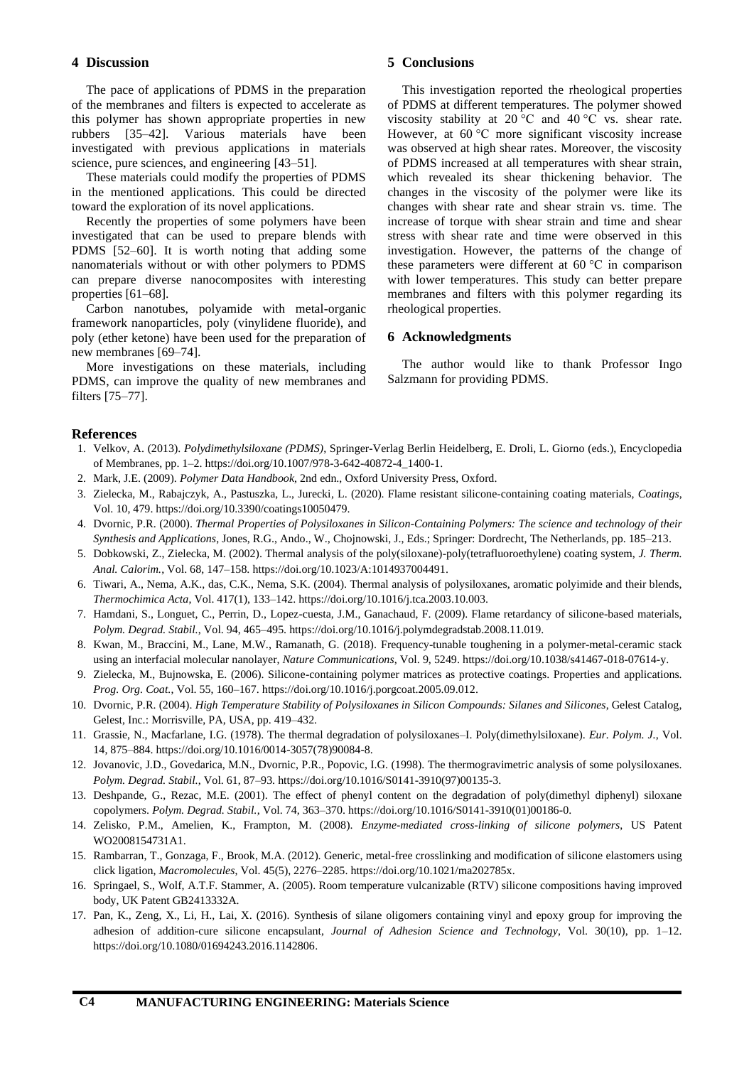## 4 Discussion

The pace of applications of PDMS in the preparation of the membranes and filters is expected to accelerate as this polymer has shown appropriate properties in new rubbers [35–42]. Various materials have been investigated with previous applications in materials science, pure sciences, and engineering [43–51].

These materials could modify the properties of PDMS in the mentioned applications. This could be directed toward the exploration of its novel applications.

Recently the properties of some polymers have been investigated that can be used to prepare blends with PDMS [52–60]. It is worth noting that adding some nanomaterials without or with other polymers to PDMS can prepare diverse nanocomposites with interesting properties [61–68].

Carbon nanotubes, polyamide with metal-organic framework nanoparticles, poly (vinylidene fluoride), and poly (ether ketone) have been used for the preparation of new membranes [69–74].

More investigations on these materials, including PDMS, can improve the quality of new membranes and filters [75–77].

## 5 Conclusions

This investigation reported the rheological properties of PDMS at different temperatures. The polymer showed viscosity stability at 20 °C and 40 °C vs. shear rate. However, at 60 °C more significant viscosity increase was observed at high shear rates. Moreover, the viscosity of PDMS increased at all temperatures with shear strain, which revealed its shear thickening behavior. The changes in the viscosity of the polymer were like its changes with shear rate and shear strain vs. time. The increase of torque with shear strain and time and shear stress with shear rate and time were observed in this investigation. However, the patterns of the change of these parameters were different at 60 °C in comparison with lower temperatures. This study can better prepare membranes and filters with this polymer regarding its rheological properties.

## 6 Acknowledgments

The author would like to thank Professor Ingo Salzmann for providing PDMS.

## References

1. Velkov, A. (2013). *Polydimethylsiloxane (PDMS)*, Springer-Verlag Berlin Heidelberg, E. Droli, L. Giorno (eds.), Encyclopedia of Membranes, pp. 1–2. https://doi.org/10.1007/978-3-642-40872-4_1400-1.
2. Mark, J.E. (2009). *Polymer Data Handbook*, 2nd edn., Oxford University Press, Oxford.
3. Zielecka, M., Rabajczyk, A., Pastuszka, L., Jurecki, L. (2020). Flame resistant silicone-containing coating materials, *Coatings*, Vol. 10, 479. https://doi.org/10.3390/coatings10050479.
4. Dvornic, P.R. (2000). *Thermal Properties of Polysiloxanes in Silicon-Containing Polymers: The science and technology of their Synthesis and Applications*, Jones, R.G., Ando., W., Chojnowski, J., Eds.; Springer: Dordrecht, The Netherlands, pp. 185–213.
5. Dobkowski, Z., Zielecka, M. (2002). Thermal analysis of the poly(siloxane)-poly(tetrafluoroethylene) coating system, *J. Therm. Anal. Calorim.*, Vol. 68, 147–158. https://doi.org/10.1023/A:1014937004491.
6. Tiwari, A., Nema, A.K., das, C.K., Nema, S.K. (2004). Thermal analysis of polysiloxanes, aromatic polyimide and their blends, *Thermochimica Acta*, Vol. 417(1), 133–142. https://doi.org/10.1016/j.tca.2003.10.003.
7. Hamdani, S., Longuet, C., Perrin, D., Lopez-cuesta, J.M., Ganachaud, F. (2009). Flame retardancy of silicone-based materials, *Polym. Degrad. Stabil.*, Vol. 94, 465–495. https://doi.org/10.1016/j.polymdegradstab.2008.11.019.
8. Kwan, M., Braccini, M., Lane, M.W., Ramanath, G. (2018). Frequency-tunable toughening in a polymer-metal-ceramic stack using an interfacial molecular nanolayer, *Nature Communications*, Vol. 9, 5249. https://doi.org/10.1038/s41467-018-07614-y.
9. Zielecka, M., Bujnowska, E. (2006). Silicone-containing polymer matrices as protective coatings. Properties and applications. *Prog. Org. Coat.*, Vol. 55, 160–167. https://doi.org/10.1016/j.porgcoat.2005.09.012.
10. Dvornic, P.R. (2004). *High Temperature Stability of Polysiloxanes in Silicon Compounds: Silanes and Silicones*, Gelest Catalog, Gelest, Inc.: Morrisville, PA, USA, pp. 419–432.
11. Grassie, N., Macfarlane, I.G. (1978). The thermal degradation of polysiloxanes–I. Poly(dimethylsiloxane). *Eur. Polym. J.*, Vol. 14, 875–884. https://doi.org/10.1016/0014-3057(78)90084-8.
12. Jovanovic, J.D., Govedarica, M.N., Dvornic, P.R., Popovic, I.G. (1998). The thermogravimetric analysis of some polysiloxanes. *Polym. Degrad. Stabil.*, Vol. 61, 87–93. https://doi.org/10.1016/S0141-3910(97)00135-3.
13. Deshpande, G., Rezac, M.E. (2001). The effect of phenyl content on the degradation of poly(dimethyl diphenyl) siloxane copolymers. *Polym. Degrad. Stabil.*, Vol. 74, 363–370. https://doi.org/10.1016/S0141-3910(01)00186-0.
14. Zelisko, P.M., Amelien, K., Frampton, M. (2008). *Enzyme-mediated cross-linking of silicone polymers*, US Patent WO2008154731A1.
15. Rambarran, T., Gonzaga, F., Brook, M.A. (2012). Generic, metal-free crosslinking and modification of silicone elastomers using click ligation, *Macromolecules*, Vol. 45(5), 2276–2285. https://doi.org/10.1021/ma202785x.
16. Springael, S., Wolf, A.T.F. Stammer, A. (2005). Room temperature vulcanizable (RTV) silicone compositions having improved body, UK Patent GB2413332A.
17. Pan, K., Zeng, X., Li, H., Lai, X. (2016). Synthesis of silane oligomers containing vinyl and epoxy group for improving the adhesion of addition-cure silicone encapsulant, *Journal of Adhesion Science and Technology*, Vol. 30(10), pp. 1–12. https://doi.org/10.1080/01694243.2016.1142806.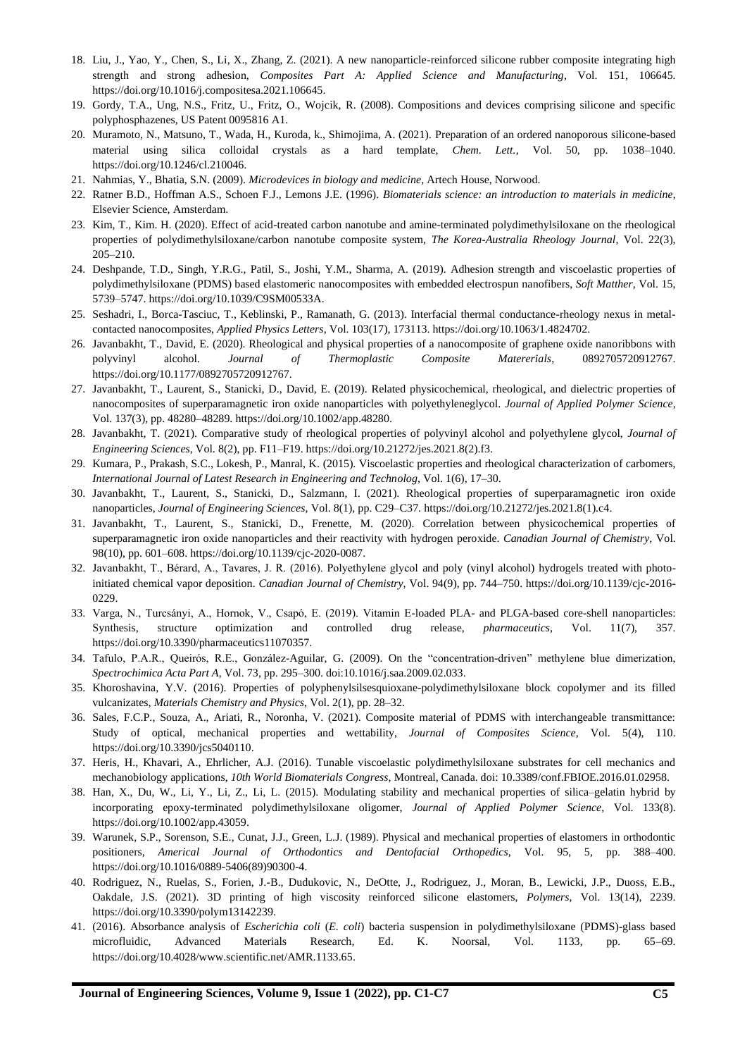18. Liu, J., Yao, Y., Chen, S., Li, X., Zhang, Z. (2021). A new nanoparticle-reinforced silicone rubber composite integrating high strength and strong adhesion, *Composites Part A: Applied Science and Manufacturing*, Vol. 151, 106645. https://doi.org/10.1016/j.compositesa.2021.106645.
19. Gordy, T.A., Ung, N.S., Fritz, U., Fritz, O., Wojcik, R. (2008). Compositions and devices comprising silicone and specific polyphosphazenes, US Patent 0095816 A1.
20. Muramoto, N., Matsuno, T., Wada, H., Kuroda, k., Shimojima, A. (2021). Preparation of an ordered nanoporous silicone-based material using silica colloidal crystals as a hard template, *Chem. Lett.*, Vol. 50, pp. 1038–1040. https://doi.org/10.1246/cl.210046.
21. Nahmias, Y., Bhatia, S.N. (2009). *Microdevices in biology and medicine*, Artech House, Norwood.
22. Ratner B.D., Hoffman A.S., Schoen F.J., Lemons J.E. (1996). *Biomaterials science: an introduction to materials in medicine*, Elsevier Science, Amsterdam.
23. Kim, T., Kim. H. (2020). Effect of acid-treated carbon nanotube and amine-terminated polydimethylsiloxane on the rheological properties of polydimethylsiloxane/carbon nanotube composite system, *The Korea-Australia Rheology Journal*, Vol. 22(3), 205–210.
24. Deshpande, T.D., Singh, Y.R.G., Patil, S., Joshi, Y.M., Sharma, A. (2019). Adhesion strength and viscoelastic properties of polydimethylsiloxane (PDMS) based elastomeric nanocomposites with embedded electrospun nanofibers, *Soft Matther*, Vol. 15, 5739–5747. https://doi.org/10.1039/C9SM00533A.
25. Seshadri, I., Borca-Tasciuc, T., Keblinski, P., Ramanath, G. (2013). Interfacial thermal conductance-rheology nexus in metal-contacted nanocomposites, *Applied Physics Letters*, Vol. 103(17), 173113. https://doi.org/10.1063/1.4824702.
26. Javanbakht, T., David, E. (2020). Rheological and physical properties of a nanocomposite of graphene oxide nanoribbons with polyvinyl alcohol. *Journal of Thermoplastic Composite Matererials*, 0892705720912767. https://doi.org/10.1177/0892705720912767.
27. Javanbakht, T., Laurent, S., Stanicki, D., David, E. (2019). Related physicochemical, rheological, and dielectric properties of nanocomposites of superparamagnetic iron oxide nanoparticles with polyethyleneglycol. *Journal of Applied Polymer Science*, Vol. 137(3), pp. 48280–48289. https://doi.org/10.1002/app.48280.
28. Javanbakht, T. (2021). Comparative study of rheological properties of polyvinyl alcohol and polyethylene glycol, *Journal of Engineering Sciences*, Vol. 8(2), pp. F11–F19. https://doi.org/10.21272/jes.2021.8(2).f3.
29. Kumara, P., Prakash, S.C., Lokesh, P., Manral, K. (2015). Viscoelastic properties and rheological characterization of carbomers, *International Journal of Latest Research in Engineering and Technolog*, Vol. 1(6), 17–30.
30. Javanbakht, T., Laurent, S., Stanicki, D., Salzmann, I. (2021). Rheological properties of superparamagnetic iron oxide nanoparticles, *Journal of Engineering Sciences*, Vol. 8(1), pp. C29–C37. https://doi.org/10.21272/jes.2021.8(1).c4.
31. Javanbakht, T., Laurent, S., Stanicki, D., Frenette, M. (2020). Correlation between physicochemical properties of superparamagnetic iron oxide nanoparticles and their reactivity with hydrogen peroxide. *Canadian Journal of Chemistry*, Vol. 98(10), pp. 601–608. https://doi.org/10.1139/cjc-2020-0087.
32. Javanbakht, T., Bérard, A., Tavares, J. R. (2016). Polyethylene glycol and poly (vinyl alcohol) hydrogels treated with photo-initiated chemical vapor deposition. *Canadian Journal of Chemistry*, Vol. 94(9), pp. 744–750. https://doi.org/10.1139/cjc-2016-0229.
33. Varga, N., Turcsányi, A., Hornok, V., Csapó, E. (2019). Vitamin E-loaded PLA- and PLGA-based core-shell nanoparticles: Synthesis, structure optimization and controlled drug release, *pharmaceutics*, Vol. 11(7), 357. https://doi.org/10.3390/pharmaceutics11070357.
34. Tafulo, P.A.R., Queirós, R.B., González-Aguilar, G. (2009). On the "concentration-driven" methylene blue dimerization, *Spectrochimica Acta Part A*, Vol. 73, pp. 295–300. doi:10.1016/j.saa.2009.02.033.
35. Khoroshavina, Y.V. (2016). Properties of polyphenylsilsesquioxane-polydimethylsiloxane block copolymer and its filled vulcanizates, *Materials Chemistry and Physics*, Vol. 2(1), pp. 28–32.
36. Sales, F.C.P., Souza, A., Ariati, R., Noronha, V. (2021). Composite material of PDMS with interchangeable transmittance: Study of optical, mechanical properties and wettability, *Journal of Composites Science*, Vol. 5(4), 110. https://doi.org/10.3390/jcs5040110.
37. Heris, H., Khavari, A., Ehrlicher, A.J. (2016). Tunable viscoelastic polydimethylsiloxane substrates for cell mechanics and mechanobiology applications, *10th World Biomaterials Congress*, Montreal, Canada. doi: 10.3389/conf.FBIOE.2016.01.02958.
38. Han, X., Du, W., Li, Y., Li, Z., Li, L. (2015). Modulating stability and mechanical properties of silica–gelatin hybrid by incorporating epoxy-terminated polydimethylsiloxane oligomer, *Journal of Applied Polymer Science*, Vol. 133(8). https://doi.org/10.1002/app.43059.
39. Warunek, S.P., Sorenson, S.E., Cunat, J.J., Green, L.J. (1989). Physical and mechanical properties of elastomers in orthodontic positioners, *Americal Journal of Orthodontics and Dentofacial Orthopedics*, Vol. 95, 5, pp. 388–400. https://doi.org/10.1016/0889-5406(89)90300-4.
40. Rodriguez, N., Ruelas, S., Forien, J.-B., Dudukovic, N., DeOtte, J., Rodriguez, J., Moran, B., Lewicki, J.P., Duoss, E.B., Oakdale, J.S. (2021). 3D printing of high viscosity reinforced silicone elastomers, *Polymers*, Vol. 13(14), 2239. https://doi.org/10.3390/polym13142239.
41. (2016). Absorbance analysis of *Escherichia coli* (*E. coli*) bacteria suspension in polydimethylsiloxane (PDMS)-glass based microfluidic, Advanced Materials Research, Ed. K. Noorsal, Vol. 1133, pp. 65–69. https://doi.org/10.4028/www.scientific.net/AMR.1133.65.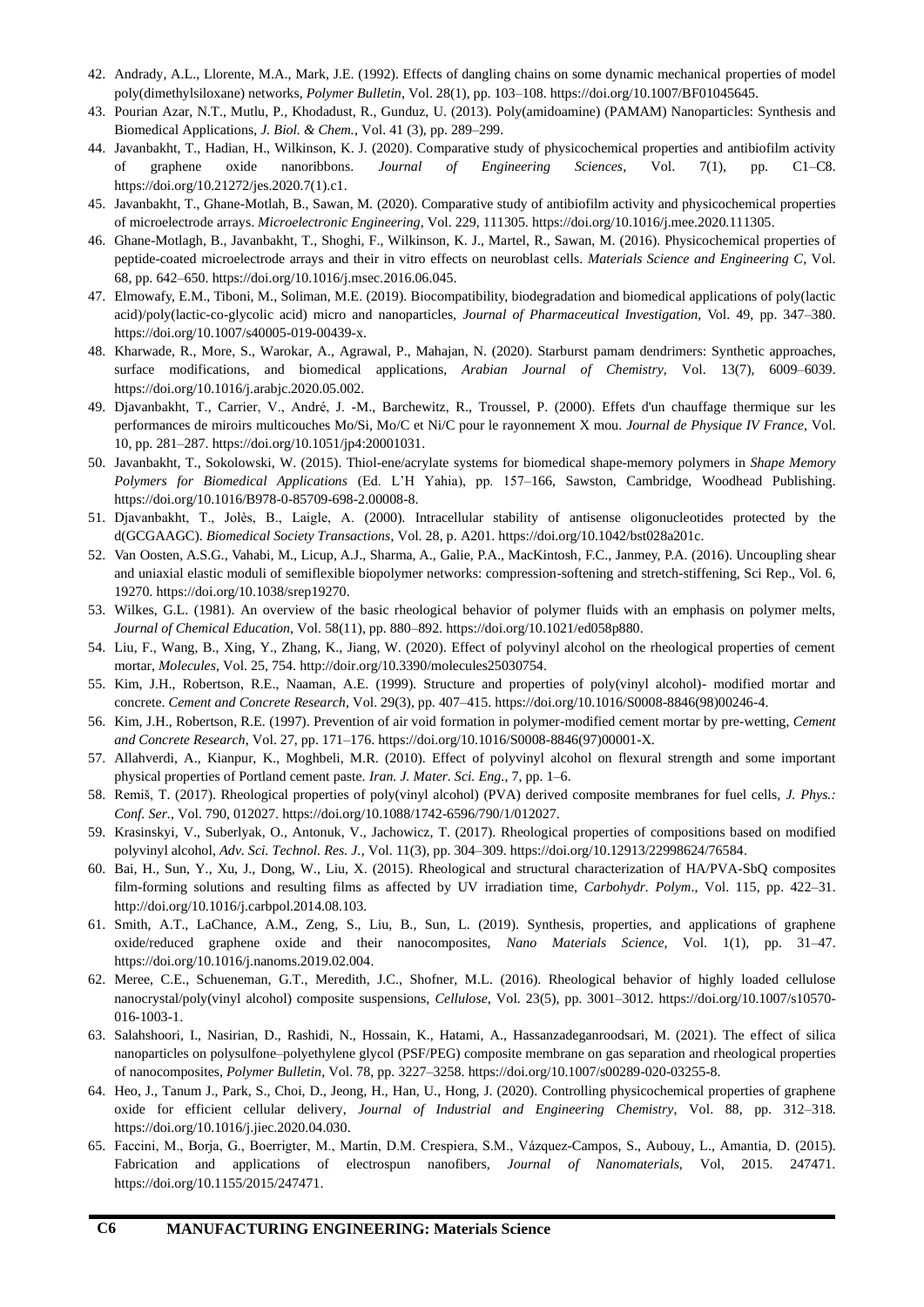42. Andrady, A.L., Llorente, M.A., Mark, J.E. (1992). Effects of dangling chains on some dynamic mechanical properties of model poly(dimethylsiloxane) networks, *Polymer Bulletin*, Vol. 28(1), pp. 103–108. https://doi.org/10.1007/BF01045645.
43. Pourian Azar, N.T., Mutlu, P., Khodadust, R., Gunduz, U. (2013). Poly(amidoamine) (PAMAM) Nanoparticles: Synthesis and Biomedical Applications, *J. Biol. & Chem.*, Vol. 41 (3), pp. 289–299.
44. Javanbakht, T., Hadian, H., Wilkinson, K. J. (2020). Comparative study of physicochemical properties and antibiofilm activity of graphene oxide nanoribbons. *Journal of Engineering Sciences*, Vol. 7(1), pp. C1–C8. https://doi.org/10.21272/jes.2020.7(1).c1.
45. Javanbakht, T., Ghane-Motlah, B., Sawan, M. (2020). Comparative study of antibiofilm activity and physicochemical properties of microelectrode arrays. *Microelectronic Engineering*, Vol. 229, 111305. https://doi.org/10.1016/j.mee.2020.111305.
46. Ghane-Motlagh, B., Javanbakht, T., Shoghi, F., Wilkinson, K. J., Martel, R., Sawan, M. (2016). Physicochemical properties of peptide-coated microelectrode arrays and their in vitro effects on neuroblast cells. *Materials Science and Engineering C*, Vol. 68, pp. 642–650. https://doi.org/10.1016/j.msec.2016.06.045.
47. Elmowafy, E.M., Tiboni, M., Soliman, M.E. (2019). Biocompatibility, biodegradation and biomedical applications of poly(lactic acid)/poly(lactic-co-glycolic acid) micro and nanoparticles, *Journal of Pharmaceutical Investigation*, Vol. 49, pp. 347–380. https://doi.org/10.1007/s40005-019-00439-x.
48. Kharwade, R., More, S., Warokar, A., Agrawal, P., Mahajan, N. (2020). Starburst pamam dendrimers: Synthetic approaches, surface modifications, and biomedical applications, *Arabian Journal of Chemistry*, Vol. 13(7), 6009–6039. https://doi.org/10.1016/j.arabjc.2020.05.002.
49. Djavanbakht, T., Carrier, V., André, J. -M., Barchewitz, R., Troussel, P. (2000). Effets d'un chauffage thermique sur les performances de miroirs multicouches Mo/Si, Mo/C et Ni/C pour le rayonnement X mou. *Journal de Physique IV France*, Vol. 10, pp. 281–287. https://doi.org/10.1051/jp4:20001031.
50. Javanbakht, T., Sokolowski, W. (2015). Thiol-ene/acrylate systems for biomedical shape-memory polymers in *Shape Memory Polymers for Biomedical Applications* (Ed. L'H Yahia), pp. 157–166, Sawston, Cambridge, Woodhead Publishing. https://doi.org/10.1016/B978-0-85709-698-2.00008-8.
51. Djavanbakht, T., Jolès, B., Laigle, A. (2000). Intracellular stability of antisense oligonucleotides protected by the d(GCGAAGC). *Biomedical Society Transactions*, Vol. 28, p. A201. https://doi.org/10.1042/bst028a201c.
52. Van Oosten, A.S.G., Vahabi, M., Licup, A.J., Sharma, A., Galie, P.A., MacKintosh, F.C., Janmey, P.A. (2016). Uncoupling shear and uniaxial elastic moduli of semiflexible biopolymer networks: compression-softening and stretch-stiffening, Sci Rep., Vol. 6, 19270. https://doi.org/10.1038/srep19270.
53. Wilkes, G.L. (1981). An overview of the basic rheological behavior of polymer fluids with an emphasis on polymer melts, *Journal of Chemical Education*, Vol. 58(11), pp. 880–892. https://doi.org/10.1021/ed058p880.
54. Liu, F., Wang, B., Xing, Y., Zhang, K., Jiang, W. (2020). Effect of polyvinyl alcohol on the rheological properties of cement mortar, *Molecules*, Vol. 25, 754. http://doir.org/10.3390/molecules25030754.
55. Kim, J.H., Robertson, R.E., Naaman, A.E. (1999). Structure and properties of poly(vinyl alcohol)- modified mortar and concrete. *Cement and Concrete Research*, Vol. 29(3), pp. 407–415. https://doi.org/10.1016/S0008-8846(98)00246-4.
56. Kim, J.H., Robertson, R.E. (1997). Prevention of air void formation in polymer-modified cement mortar by pre-wetting, *Cement and Concrete Research*, Vol. 27, pp. 171–176. https://doi.org/10.1016/S0008-8846(97)00001-X.
57. Allahverdi, A., Kianpur, K., Moghbeli, M.R. (2010). Effect of polyvinyl alcohol on flexural strength and some important physical properties of Portland cement paste. *Iran. J. Mater. Sci. Eng.*, 7, pp. 1–6.
58. Remiš, T. (2017). Rheological properties of poly(vinyl alcohol) (PVA) derived composite membranes for fuel cells, *J. Phys.: Conf. Ser.*, Vol. 790, 012027. https://doi.org/10.1088/1742-6596/790/1/012027.
59. Krasinskyi, V., Suberlyak, O., Antonuk, V., Jachowicz, T. (2017). Rheological properties of compositions based on modified polyvinyl alcohol, *Adv. Sci. Technol. Res. J.*, Vol. 11(3), pp. 304–309. https://doi.org/10.12913/22998624/76584.
60. Bai, H., Sun, Y., Xu, J., Dong, W., Liu, X. (2015). Rheological and structural characterization of HA/PVA-SbQ composites film-forming solutions and resulting films as affected by UV irradiation time, *Carbohydr. Polym*., Vol. 115, pp. 422–31. http://doi.org/10.1016/j.carbpol.2014.08.103.
61. Smith, A.T., LaChance, A.M., Zeng, S., Liu, B., Sun, L. (2019). Synthesis, properties, and applications of graphene oxide/reduced graphene oxide and their nanocomposites, *Nano Materials Science*, Vol. 1(1), pp. 31–47. https://doi.org/10.1016/j.nanoms.2019.02.004.
62. Meree, C.E., Schueneman, G.T., Meredith, J.C., Shofner, M.L. (2016). Rheological behavior of highly loaded cellulose nanocrystal/poly(vinyl alcohol) composite suspensions, *Cellulose*, Vol. 23(5), pp. 3001–3012. https://doi.org/10.1007/s10570-016-1003-1.
63. Salahshoori, I., Nasirian, D., Rashidi, N., Hossain, K., Hatami, A., Hassanzadeganroodsari, M. (2021). The effect of silica nanoparticles on polysulfone–polyethylene glycol (PSF/PEG) composite membrane on gas separation and rheological properties of nanocomposites, *Polymer Bulletin*, Vol. 78, pp. 3227–3258. https://doi.org/10.1007/s00289-020-03255-8.
64. Heo, J., Tanum J., Park, S., Choi, D., Jeong, H., Han, U., Hong, J. (2020). Controlling physicochemical properties of graphene oxide for efficient cellular delivery, *Journal of Industrial and Engineering Chemistry*, Vol. 88, pp. 312–318. https://doi.org/10.1016/j.jiec.2020.04.030.
65. Faccini, M., Borja, G., Boerrigter, M., Martín, D.M. Crespiera, S.M., Vázquez-Campos, S., Aubouy, L., Amantia, D. (2015). Fabrication and applications of electrospun nanofibers, *Journal of Nanomaterials*, Vol, 2015. 247471. https://doi.org/10.1155/2015/247471.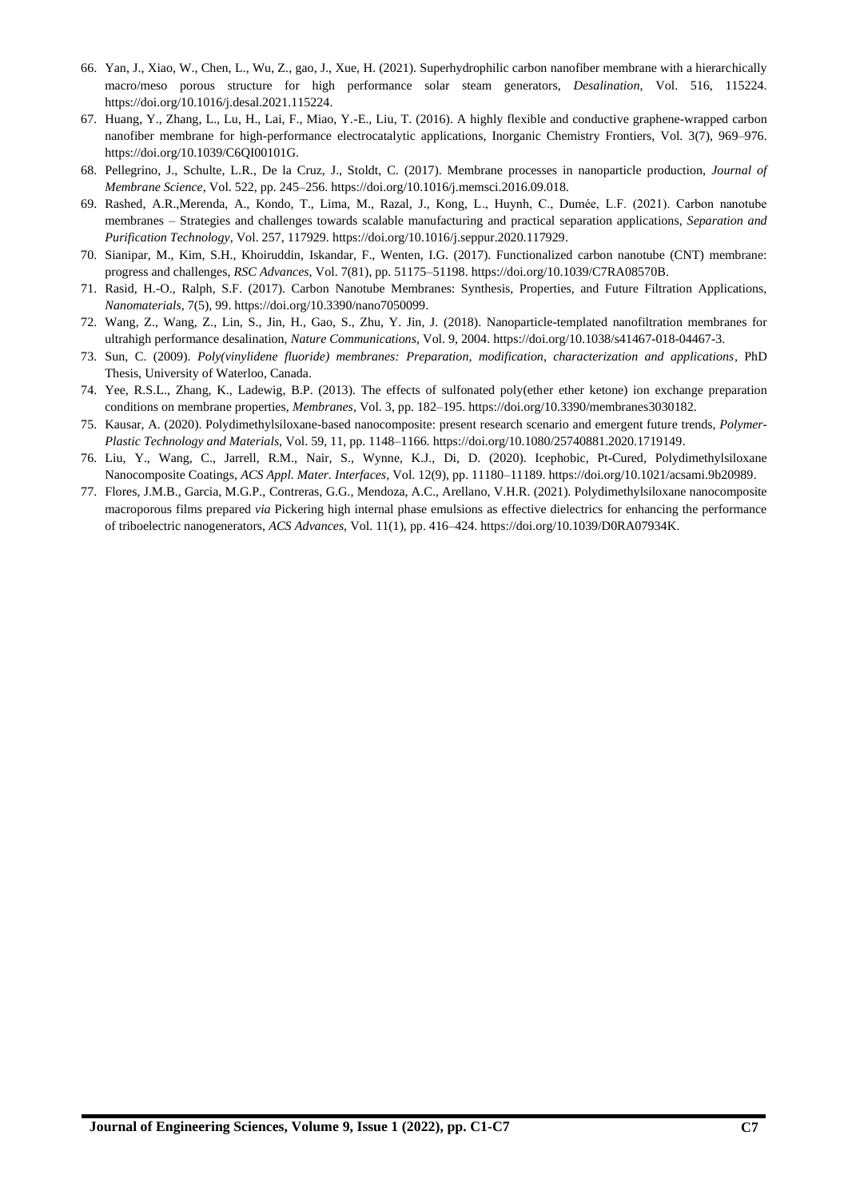66. Yan, J., Xiao, W., Chen, L., Wu, Z., gao, J., Xue, H. (2021). Superhydrophilic carbon nanofiber membrane with a hierarchically macro/meso porous structure for high performance solar steam generators, *Desalination*, Vol. 516, 115224. https://doi.org/10.1016/j.desal.2021.115224.
67. Huang, Y., Zhang, L., Lu, H., Lai, F., Miao, Y.-E., Liu, T. (2016). A highly flexible and conductive graphene-wrapped carbon nanofiber membrane for high-performance electrocatalytic applications, Inorganic Chemistry Frontiers, Vol. 3(7), 969–976. https://doi.org/10.1039/C6QI00101G.
68. Pellegrino, J., Schulte, L.R., De la Cruz, J., Stoldt, C. (2017). Membrane processes in nanoparticle production, *Journal of Membrane Science*, Vol. 522, pp. 245–256. https://doi.org/10.1016/j.memsci.2016.09.018.
69. Rashed, A.R.,Merenda, A., Kondo, T., Lima, M., Razal, J., Kong, L., Huynh, C., Dumée, L.F. (2021). Carbon nanotube membranes – Strategies and challenges towards scalable manufacturing and practical separation applications, *Separation and Purification Technology*, Vol. 257, 117929. https://doi.org/10.1016/j.seppur.2020.117929.
70. Sianipar, M., Kim, S.H., Khoiruddin, Iskandar, F., Wenten, I.G. (2017). Functionalized carbon nanotube (CNT) membrane: progress and challenges, *RSC Advances*, Vol. 7(81), pp. 51175–51198. https://doi.org/10.1039/C7RA08570B.
71. Rasid, H.-O., Ralph, S.F. (2017). Carbon Nanotube Membranes: Synthesis, Properties, and Future Filtration Applications, *Nanomaterials*, 7(5), 99. https://doi.org/10.3390/nano7050099.
72. Wang, Z., Wang, Z., Lin, S., Jin, H., Gao, S., Zhu, Y. Jin, J. (2018). Nanoparticle-templated nanofiltration membranes for ultrahigh performance desalination, *Nature Communications*, Vol. 9, 2004. https://doi.org/10.1038/s41467-018-04467-3.
73. Sun, C. (2009). *Poly(vinylidene fluoride) membranes: Preparation, modification, characterization and applications*, PhD Thesis, University of Waterloo, Canada.
74. Yee, R.S.L., Zhang, K., Ladewig, B.P. (2013). The effects of sulfonated poly(ether ether ketone) ion exchange preparation conditions on membrane properties, *Membranes*, Vol. 3, pp. 182–195. https://doi.org/10.3390/membranes3030182.
75. Kausar, A. (2020). Polydimethylsiloxane-based nanocomposite: present research scenario and emergent future trends, *Polymer-Plastic Technology and Materials*, Vol. 59, 11, pp. 1148–1166. https://doi.org/10.1080/25740881.2020.1719149.
76. Liu, Y., Wang, C., Jarrell, R.M., Nair, S., Wynne, K.J., Di, D. (2020). Icephobic, Pt-Cured, Polydimethylsiloxane Nanocomposite Coatings, *ACS Appl. Mater. Interfaces*, Vol. 12(9), pp. 11180–11189. https://doi.org/10.1021/acsami.9b20989.
77. Flores, J.M.B., Garcia, M.G.P., Contreras, G.G., Mendoza, A.C., Arellano, V.H.R. (2021). Polydimethylsiloxane nanocomposite macroporous films prepared *via* Pickering high internal phase emulsions as effective dielectrics for enhancing the performance of triboelectric nanogenerators, *ACS Advances*, Vol. 11(1), pp. 416–424. https://doi.org/10.1039/D0RA07934K.